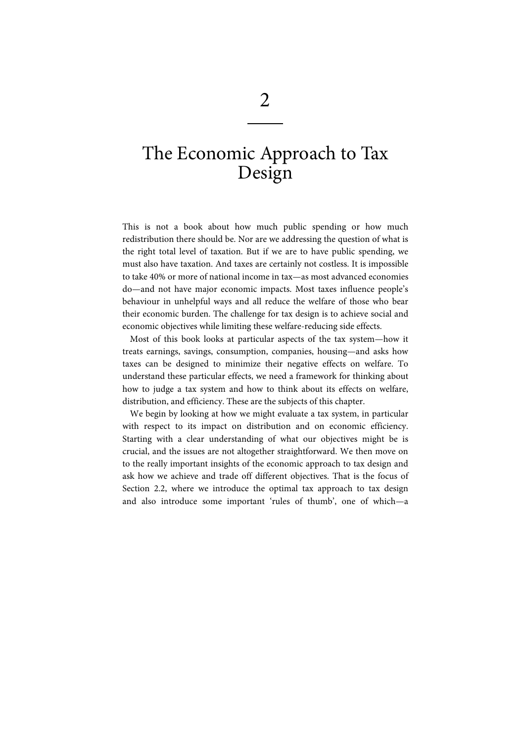# 2

## The Economic Approach to Tax Design

This is not a book about how much public spending or how much redistribution there should be. Nor are we addressing the question of what is the right total level of taxation. But if we are to have public spending, we must also have taxation. And taxes are certainly not costless. It is impossible to take 40% or more of national income in tax—as most advanced economies do—and not have major economic impacts. Most taxes influence people's behaviour in unhelpful ways and all reduce the welfare of those who bear their economic burden. The challenge for tax design is to achieve social and economic objectives while limiting these welfare-reducing side effects.

Most of this book looks at particular aspects of the tax system—how it treats earnings, savings, consumption, companies, housing—and asks how taxes can be designed to minimize their negative effects on welfare. To understand these particular effects, we need a framework for thinking about how to judge a tax system and how to think about its effects on welfare, distribution, and efficiency. These are the subjects of this chapter.

We begin by looking at how we might evaluate a tax system, in particular with respect to its impact on distribution and on economic efficiency. Starting with a clear understanding of what our objectives might be is crucial, and the issues are not altogether straightforward. We then move on to the really important insights of the economic approach to tax design and ask how we achieve and trade off different objectives. That is the focus of Section 2.2, where we introduce the optimal tax approach to tax design and also introduce some important 'rules of thumb', one of which—a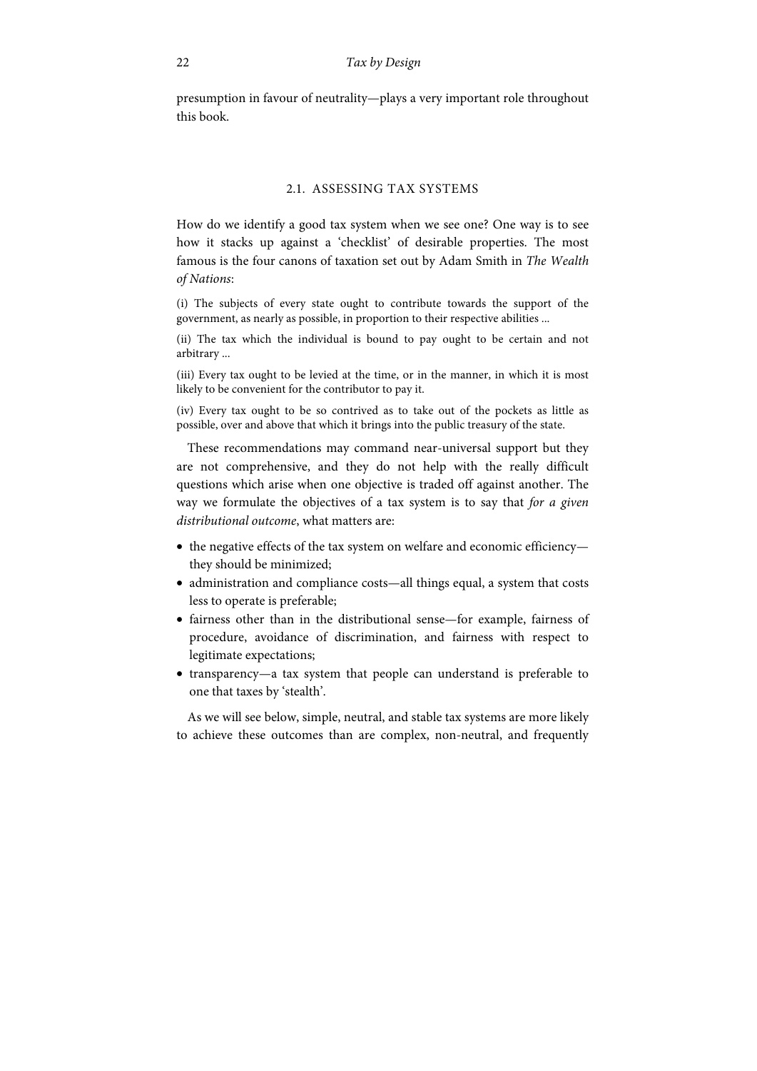presumption in favour of neutrality—plays a very important role throughout this book.

## 2.1. ASSESSING TAX SYSTEMS

How do we identify a good tax system when we see one? One way is to see how it stacks up against a 'checklist' of desirable properties. The most famous is the four canons of taxation set out by Adam Smith in *The Wealth of Nations*:

> (i) The subjects of every state ought to contribute towards the support of the government, as nearly as possible, in proportion to their respective abilities ...
>
> (ii) The tax which the individual is bound to pay ought to be certain and not arbitrary ...
>
> (iii) Every tax ought to be levied at the time, or in the manner, in which it is most likely to be convenient for the contributor to pay it.
>
> (iv) Every tax ought to be so contrived as to take out of the pockets as little as possible, over and above that which it brings into the public treasury of the state.

These recommendations may command near-universal support but they are not comprehensive, and they do not help with the really difficult questions which arise when one objective is traded off against another. The way we formulate the objectives of a tax system is to say that *for a given distributional outcome*, what matters are:

- the negative effects of the tax system on welfare and economic efficiency—they should be minimized;
- administration and compliance costs—all things equal, a system that costs less to operate is preferable;
- fairness other than in the distributional sense—for example, fairness of procedure, avoidance of discrimination, and fairness with respect to legitimate expectations;
- transparency—a tax system that people can understand is preferable to one that taxes by 'stealth'.

As we will see below, simple, neutral, and stable tax systems are more likely to achieve these outcomes than are complex, non-neutral, and frequently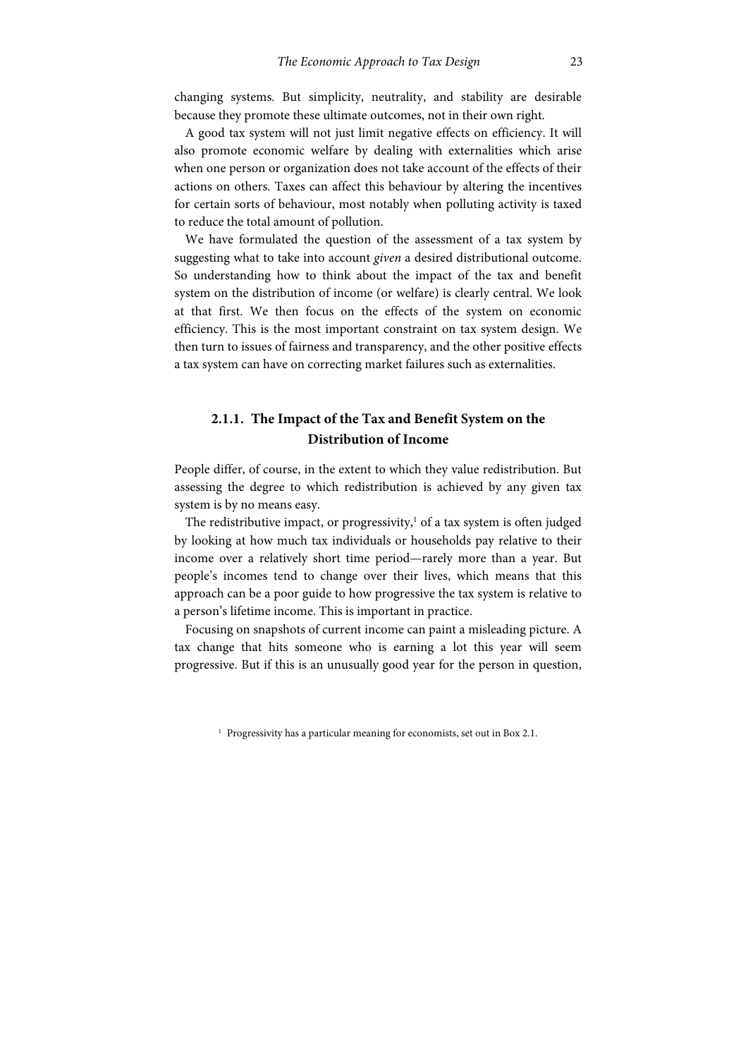changing systems. But simplicity, neutrality, and stability are desirable because they promote these ultimate outcomes, not in their own right.

A good tax system will not just limit negative effects on efficiency. It will also promote economic welfare by dealing with externalities which arise when one person or organization does not take account of the effects of their actions on others. Taxes can affect this behaviour by altering the incentives for certain sorts of behaviour, most notably when polluting activity is taxed to reduce the total amount of pollution.

We have formulated the question of the assessment of a tax system by suggesting what to take into account *given* a desired distributional outcome. So understanding how to think about the impact of the tax and benefit system on the distribution of income (or welfare) is clearly central. We look at that first. We then focus on the effects of the system on economic efficiency. This is the most important constraint on tax system design. We then turn to issues of fairness and transparency, and the other positive effects a tax system can have on correcting market failures such as externalities.

### 2.1.1. The Impact of the Tax and Benefit System on the Distribution of Income

People differ, of course, in the extent to which they value redistribution. But assessing the degree to which redistribution is achieved by any given tax system is by no means easy.

The redistributive impact, or progressivity,[1] of a tax system is often judged by looking at how much tax individuals or households pay relative to their income over a relatively short time period—rarely more than a year. But people's incomes tend to change over their lives, which means that this approach can be a poor guide to how progressive the tax system is relative to a person's lifetime income. This is important in practice.

Focusing on snapshots of current income can paint a misleading picture. A tax change that hits someone who is earning a lot this year will seem progressive. But if this is an unusually good year for the person in question,

[1] Progressivity has a particular meaning for economists, set out in Box 2.1.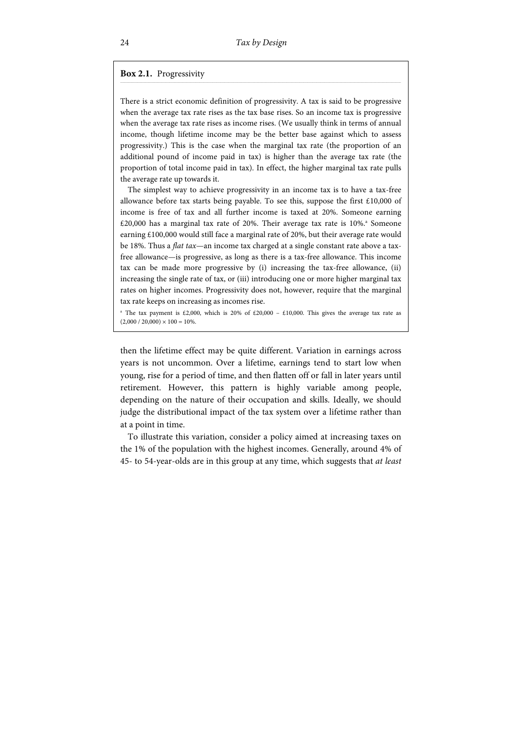**Box 2.1.** Progressivity

There is a strict economic definition of progressivity. A tax is said to be progressive when the average tax rate rises as the tax base rises. So an income tax is progressive when the average tax rate rises as income rises. (We usually think in terms of annual income, though lifetime income may be the better base against which to assess progressivity.) This is the case when the marginal tax rate (the proportion of an additional pound of income paid in tax) is higher than the average tax rate (the proportion of total income paid in tax). In effect, the higher marginal tax rate pulls the average rate up towards it.

The simplest way to achieve progressivity in an income tax is to have a tax-free allowance before tax starts being payable. To see this, suppose the first £10,000 of income is free of tax and all further income is taxed at 20%. Someone earning £20,000 has a marginal tax rate of 20%. Their average tax rate is 10%.[a] Someone earning £100,000 would still face a marginal rate of 20%, but their average rate would be 18%. Thus a *flat tax*—an income tax charged at a single constant rate above a tax-free allowance—is progressive, as long as there is a tax-free allowance. This income tax can be made more progressive by (i) increasing the tax-free allowance, (ii) increasing the single rate of tax, or (iii) introducing one or more higher marginal tax rates on higher incomes. Progressivity does not, however, require that the marginal tax rate keeps on increasing as incomes rise.

[a] The tax payment is £2,000, which is 20% of £20,000 – £10,000. This gives the average tax rate as $(2{,}000 / 20{,}000) \times 100 = 10\%$.

then the lifetime effect may be quite different. Variation in earnings across years is not uncommon. Over a lifetime, earnings tend to start low when young, rise for a period of time, and then flatten off or fall in later years until retirement. However, this pattern is highly variable among people, depending on the nature of their occupation and skills. Ideally, we should judge the distributional impact of the tax system over a lifetime rather than at a point in time.

To illustrate this variation, consider a policy aimed at increasing taxes on the 1% of the population with the highest incomes. Generally, around 4% of 45- to 54-year-olds are in this group at any time, which suggests that *at least*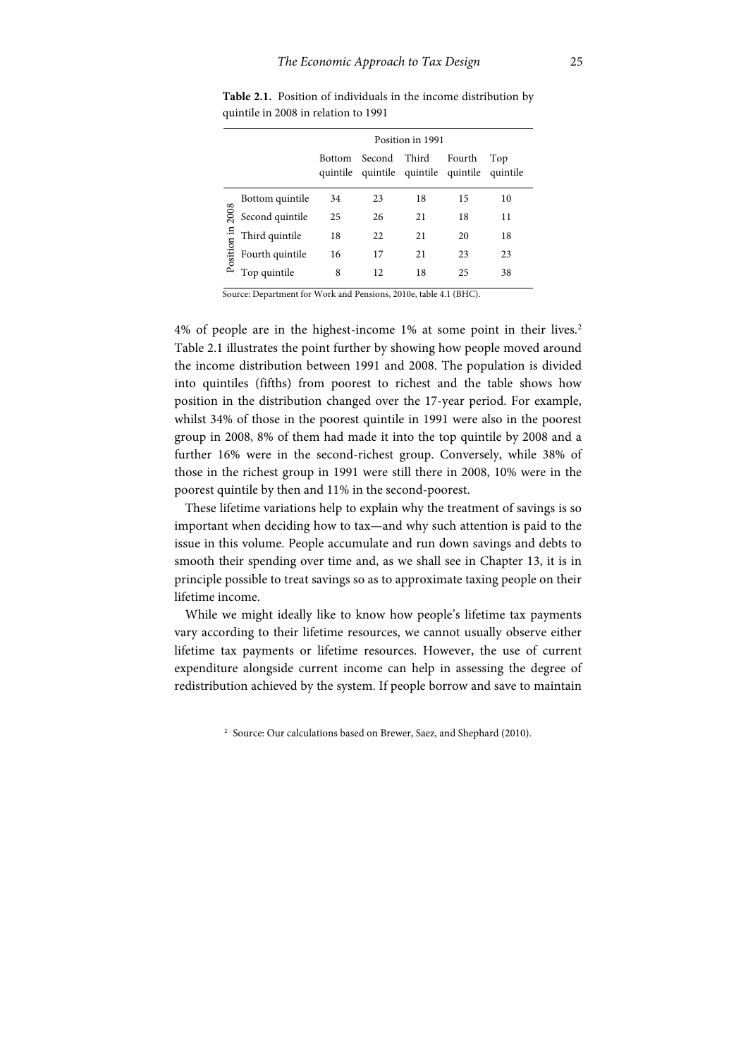**Table 2.1.** Position of individuals in the income distribution by quintile in 2008 in relation to 1991

| | | Position in 1991 | | | | |
|---|---|---|---|---|---|---|
| | | Bottom quintile | Second quintile | Third quintile | Fourth quintile | Top quintile |
| Position in 2008 | Bottom quintile | 34 | 23 | 18 | 15 | 10 |
| | Second quintile | 25 | 26 | 21 | 18 | 11 |
| | Third quintile | 18 | 22 | 21 | 20 | 18 |
| | Fourth quintile | 16 | 17 | 21 | 23 | 23 |
| | Top quintile | 8 | 12 | 18 | 25 | 38 |

Source: Department for Work and Pensions, 2010e, table 4.1 (BHC).

4% of people are in the highest-income 1% at some point in their lives.[2] Table 2.1 illustrates the point further by showing how people moved around the income distribution between 1991 and 2008. The population is divided into quintiles (fifths) from poorest to richest and the table shows how position in the distribution changed over the 17-year period. For example, whilst 34% of those in the poorest quintile in 1991 were also in the poorest group in 2008, 8% of them had made it into the top quintile by 2008 and a further 16% were in the second-richest group. Conversely, while 38% of those in the richest group in 1991 were still there in 2008, 10% were in the poorest quintile by then and 11% in the second-poorest.

These lifetime variations help to explain why the treatment of savings is so important when deciding how to tax—and why such attention is paid to the issue in this volume. People accumulate and run down savings and debts to smooth their spending over time and, as we shall see in Chapter 13, it is in principle possible to treat savings so as to approximate taxing people on their lifetime income.

While we might ideally like to know how people's lifetime tax payments vary according to their lifetime resources, we cannot usually observe either lifetime tax payments or lifetime resources. However, the use of current expenditure alongside current income can help in assessing the degree of redistribution achieved by the system. If people borrow and save to maintain

[2] Source: Our calculations based on Brewer, Saez, and Shephard (2010).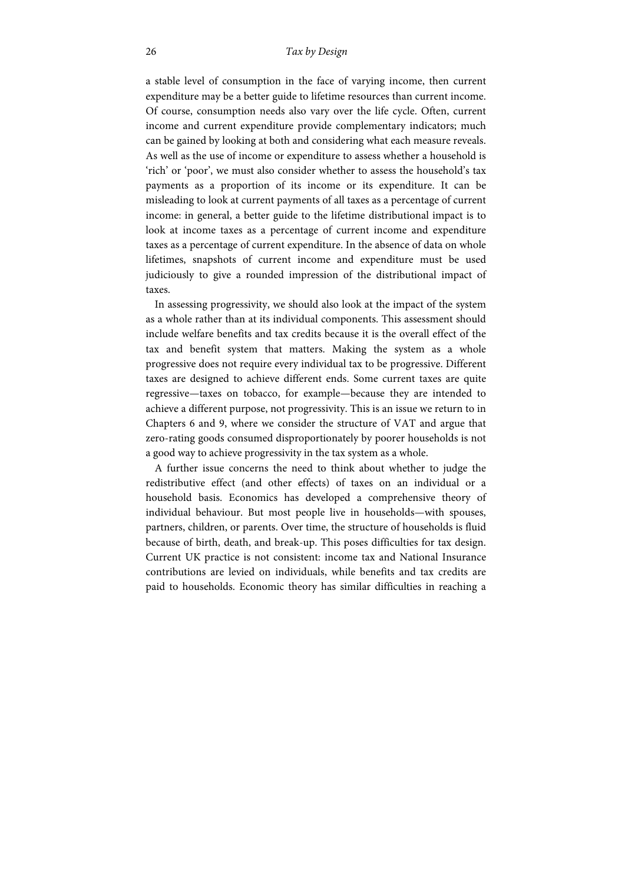a stable level of consumption in the face of varying income, then current expenditure may be a better guide to lifetime resources than current income. Of course, consumption needs also vary over the life cycle. Often, current income and current expenditure provide complementary indicators; much can be gained by looking at both and considering what each measure reveals. As well as the use of income or expenditure to assess whether a household is 'rich' or 'poor', we must also consider whether to assess the household's tax payments as a proportion of its income or its expenditure. It can be misleading to look at current payments of all taxes as a percentage of current income: in general, a better guide to the lifetime distributional impact is to look at income taxes as a percentage of current income and expenditure taxes as a percentage of current expenditure. In the absence of data on whole lifetimes, snapshots of current income and expenditure must be used judiciously to give a rounded impression of the distributional impact of taxes.

In assessing progressivity, we should also look at the impact of the system as a whole rather than at its individual components. This assessment should include welfare benefits and tax credits because it is the overall effect of the tax and benefit system that matters. Making the system as a whole progressive does not require every individual tax to be progressive. Different taxes are designed to achieve different ends. Some current taxes are quite regressive—taxes on tobacco, for example—because they are intended to achieve a different purpose, not progressivity. This is an issue we return to in Chapters 6 and 9, where we consider the structure of VAT and argue that zero-rating goods consumed disproportionately by poorer households is not a good way to achieve progressivity in the tax system as a whole.

A further issue concerns the need to think about whether to judge the redistributive effect (and other effects) of taxes on an individual or a household basis. Economics has developed a comprehensive theory of individual behaviour. But most people live in households—with spouses, partners, children, or parents. Over time, the structure of households is fluid because of birth, death, and break-up. This poses difficulties for tax design. Current UK practice is not consistent: income tax and National Insurance contributions are levied on individuals, while benefits and tax credits are paid to households. Economic theory has similar difficulties in reaching a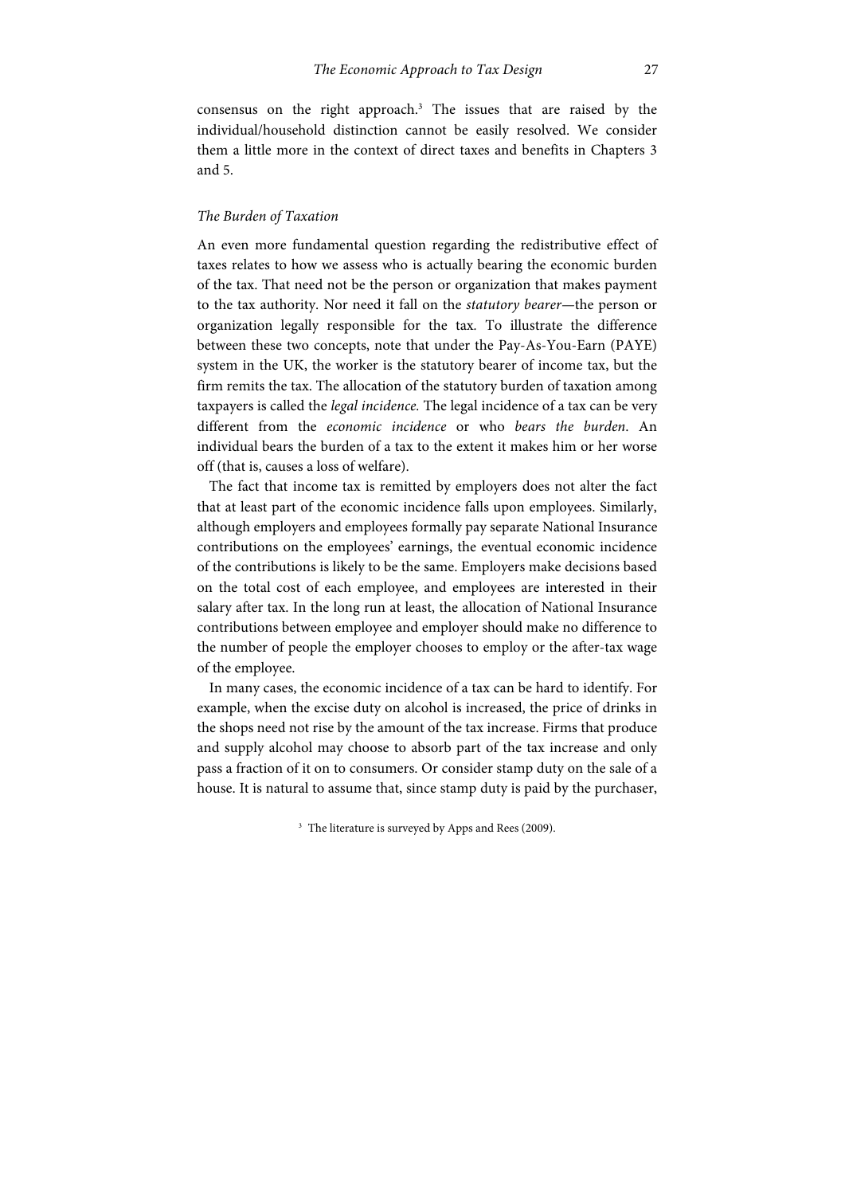consensus on the right approach.[3] The issues that are raised by the individual/household distinction cannot be easily resolved. We consider them a little more in the context of direct taxes and benefits in Chapters 3 and 5.

### *The Burden of Taxation*

An even more fundamental question regarding the redistributive effect of taxes relates to how we assess who is actually bearing the economic burden of the tax. That need not be the person or organization that makes payment to the tax authority. Nor need it fall on the *statutory bearer*—the person or organization legally responsible for the tax. To illustrate the difference between these two concepts, note that under the Pay-As-You-Earn (PAYE) system in the UK, the worker is the statutory bearer of income tax, but the firm remits the tax. The allocation of the statutory burden of taxation among taxpayers is called the *legal incidence.* The legal incidence of a tax can be very different from the *economic incidence* or who *bears the burden*. An individual bears the burden of a tax to the extent it makes him or her worse off (that is, causes a loss of welfare).

The fact that income tax is remitted by employers does not alter the fact that at least part of the economic incidence falls upon employees. Similarly, although employers and employees formally pay separate National Insurance contributions on the employees' earnings, the eventual economic incidence of the contributions is likely to be the same. Employers make decisions based on the total cost of each employee, and employees are interested in their salary after tax. In the long run at least, the allocation of National Insurance contributions between employee and employer should make no difference to the number of people the employer chooses to employ or the after-tax wage of the employee.

In many cases, the economic incidence of a tax can be hard to identify. For example, when the excise duty on alcohol is increased, the price of drinks in the shops need not rise by the amount of the tax increase. Firms that produce and supply alcohol may choose to absorb part of the tax increase and only pass a fraction of it on to consumers. Or consider stamp duty on the sale of a house. It is natural to assume that, since stamp duty is paid by the purchaser,

[3] The literature is surveyed by Apps and Rees (2009).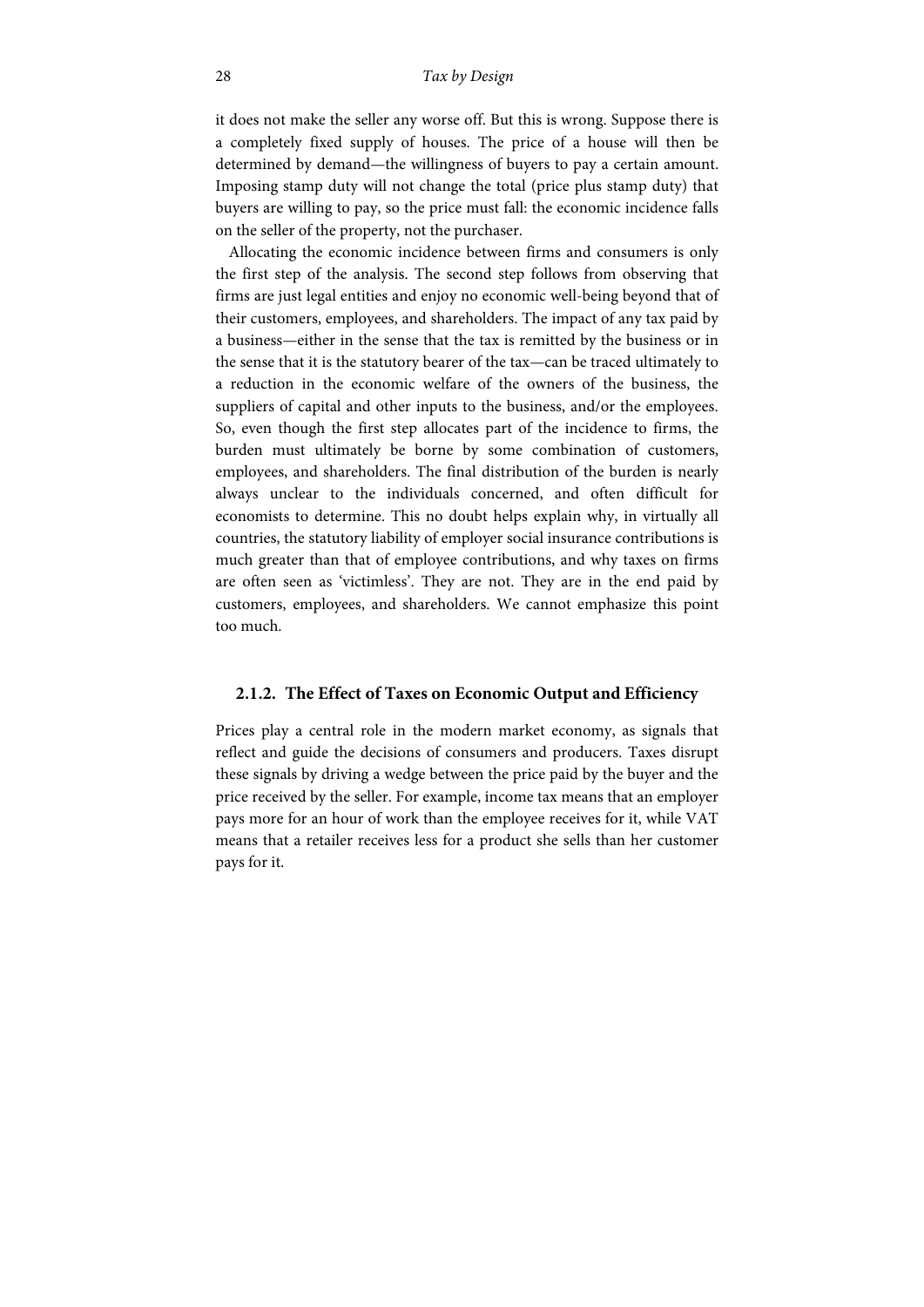it does not make the seller any worse off. But this is wrong. Suppose there is a completely fixed supply of houses. The price of a house will then be determined by demand—the willingness of buyers to pay a certain amount. Imposing stamp duty will not change the total (price plus stamp duty) that buyers are willing to pay, so the price must fall: the economic incidence falls on the seller of the property, not the purchaser.

Allocating the economic incidence between firms and consumers is only the first step of the analysis. The second step follows from observing that firms are just legal entities and enjoy no economic well-being beyond that of their customers, employees, and shareholders. The impact of any tax paid by a business—either in the sense that the tax is remitted by the business or in the sense that it is the statutory bearer of the tax—can be traced ultimately to a reduction in the economic welfare of the owners of the business, the suppliers of capital and other inputs to the business, and/or the employees. So, even though the first step allocates part of the incidence to firms, the burden must ultimately be borne by some combination of customers, employees, and shareholders. The final distribution of the burden is nearly always unclear to the individuals concerned, and often difficult for economists to determine. This no doubt helps explain why, in virtually all countries, the statutory liability of employer social insurance contributions is much greater than that of employee contributions, and why taxes on firms are often seen as 'victimless'. They are not. They are in the end paid by customers, employees, and shareholders. We cannot emphasize this point too much.

### 2.1.2. The Effect of Taxes on Economic Output and Efficiency

Prices play a central role in the modern market economy, as signals that reflect and guide the decisions of consumers and producers. Taxes disrupt these signals by driving a wedge between the price paid by the buyer and the price received by the seller. For example, income tax means that an employer pays more for an hour of work than the employee receives for it, while VAT means that a retailer receives less for a product she sells than her customer pays for it.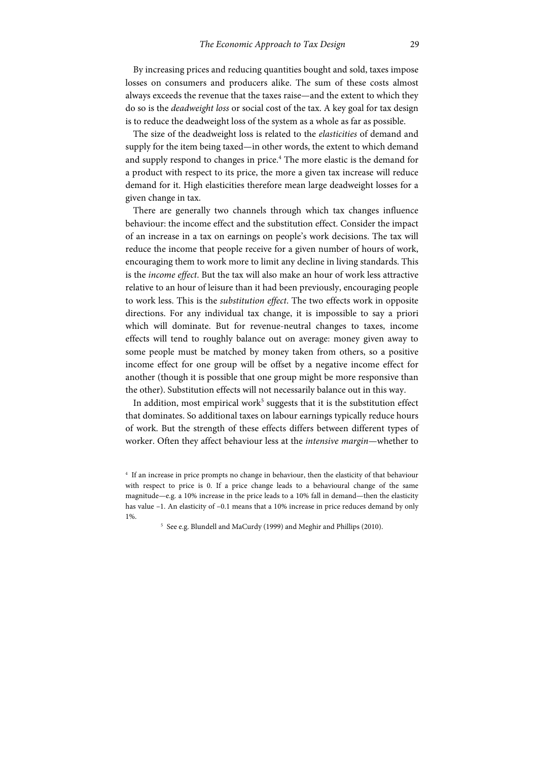By increasing prices and reducing quantities bought and sold, taxes impose losses on consumers and producers alike. The sum of these costs almost always exceeds the revenue that the taxes raise—and the extent to which they do so is the *deadweight loss* or social cost of the tax. A key goal for tax design is to reduce the deadweight loss of the system as a whole as far as possible.

The size of the deadweight loss is related to the *elasticities* of demand and supply for the item being taxed—in other words, the extent to which demand and supply respond to changes in price.[4] The more elastic is the demand for a product with respect to its price, the more a given tax increase will reduce demand for it. High elasticities therefore mean large deadweight losses for a given change in tax.

There are generally two channels through which tax changes influence behaviour: the income effect and the substitution effect. Consider the impact of an increase in a tax on earnings on people's work decisions. The tax will reduce the income that people receive for a given number of hours of work, encouraging them to work more to limit any decline in living standards. This is the *income effect*. But the tax will also make an hour of work less attractive relative to an hour of leisure than it had been previously, encouraging people to work less. This is the *substitution effect*. The two effects work in opposite directions. For any individual tax change, it is impossible to say a priori which will dominate. But for revenue-neutral changes to taxes, income effects will tend to roughly balance out on average: money given away to some people must be matched by money taken from others, so a positive income effect for one group will be offset by a negative income effect for another (though it is possible that one group might be more responsive than the other). Substitution effects will not necessarily balance out in this way.

In addition, most empirical work[5] suggests that it is the substitution effect that dominates. So additional taxes on labour earnings typically reduce hours of work. But the strength of these effects differs between different types of worker. Often they affect behaviour less at the *intensive margin*—whether to

---

[4] If an increase in price prompts no change in behaviour, then the elasticity of that behaviour with respect to price is 0. If a price change leads to a behavioural change of the same magnitude—e.g. a 10% increase in the price leads to a 10% fall in demand—then the elasticity has value −1. An elasticity of −0.1 means that a 10% increase in price reduces demand by only 1%.

[5] See e.g. Blundell and MaCurdy (1999) and Meghir and Phillips (2010).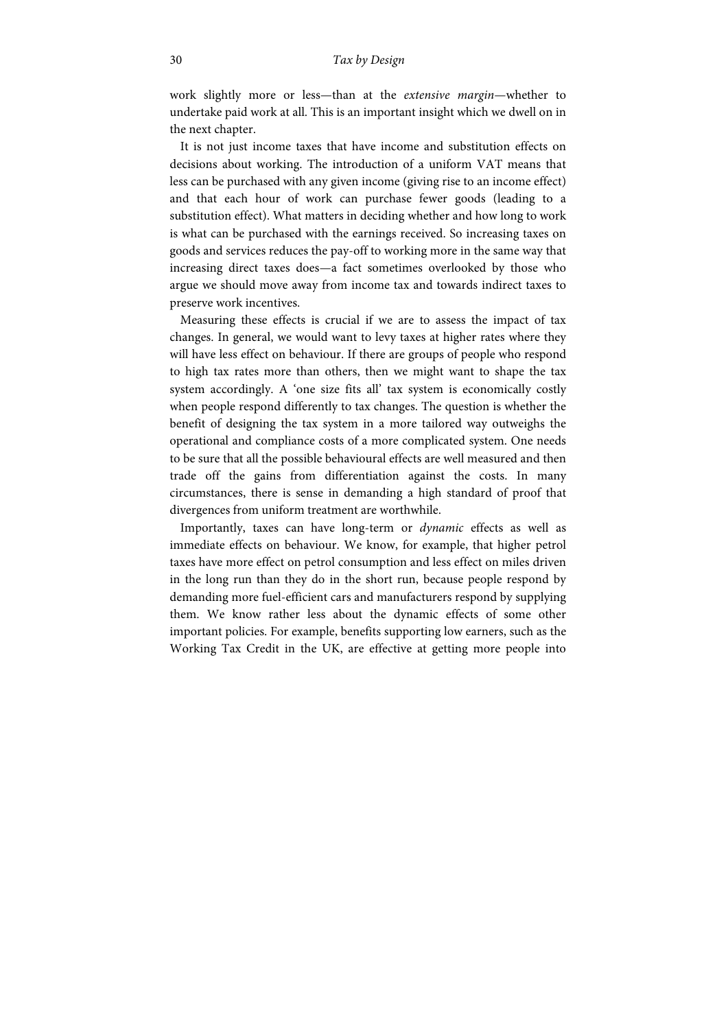work slightly more or less—than at the *extensive margin*—whether to undertake paid work at all. This is an important insight which we dwell on in the next chapter.

It is not just income taxes that have income and substitution effects on decisions about working. The introduction of a uniform VAT means that less can be purchased with any given income (giving rise to an income effect) and that each hour of work can purchase fewer goods (leading to a substitution effect). What matters in deciding whether and how long to work is what can be purchased with the earnings received. So increasing taxes on goods and services reduces the pay-off to working more in the same way that increasing direct taxes does—a fact sometimes overlooked by those who argue we should move away from income tax and towards indirect taxes to preserve work incentives.

Measuring these effects is crucial if we are to assess the impact of tax changes. In general, we would want to levy taxes at higher rates where they will have less effect on behaviour. If there are groups of people who respond to high tax rates more than others, then we might want to shape the tax system accordingly. A 'one size fits all' tax system is economically costly when people respond differently to tax changes. The question is whether the benefit of designing the tax system in a more tailored way outweighs the operational and compliance costs of a more complicated system. One needs to be sure that all the possible behavioural effects are well measured and then trade off the gains from differentiation against the costs. In many circumstances, there is sense in demanding a high standard of proof that divergences from uniform treatment are worthwhile.

Importantly, taxes can have long-term or *dynamic* effects as well as immediate effects on behaviour. We know, for example, that higher petrol taxes have more effect on petrol consumption and less effect on miles driven in the long run than they do in the short run, because people respond by demanding more fuel-efficient cars and manufacturers respond by supplying them. We know rather less about the dynamic effects of some other important policies. For example, benefits supporting low earners, such as the Working Tax Credit in the UK, are effective at getting more people into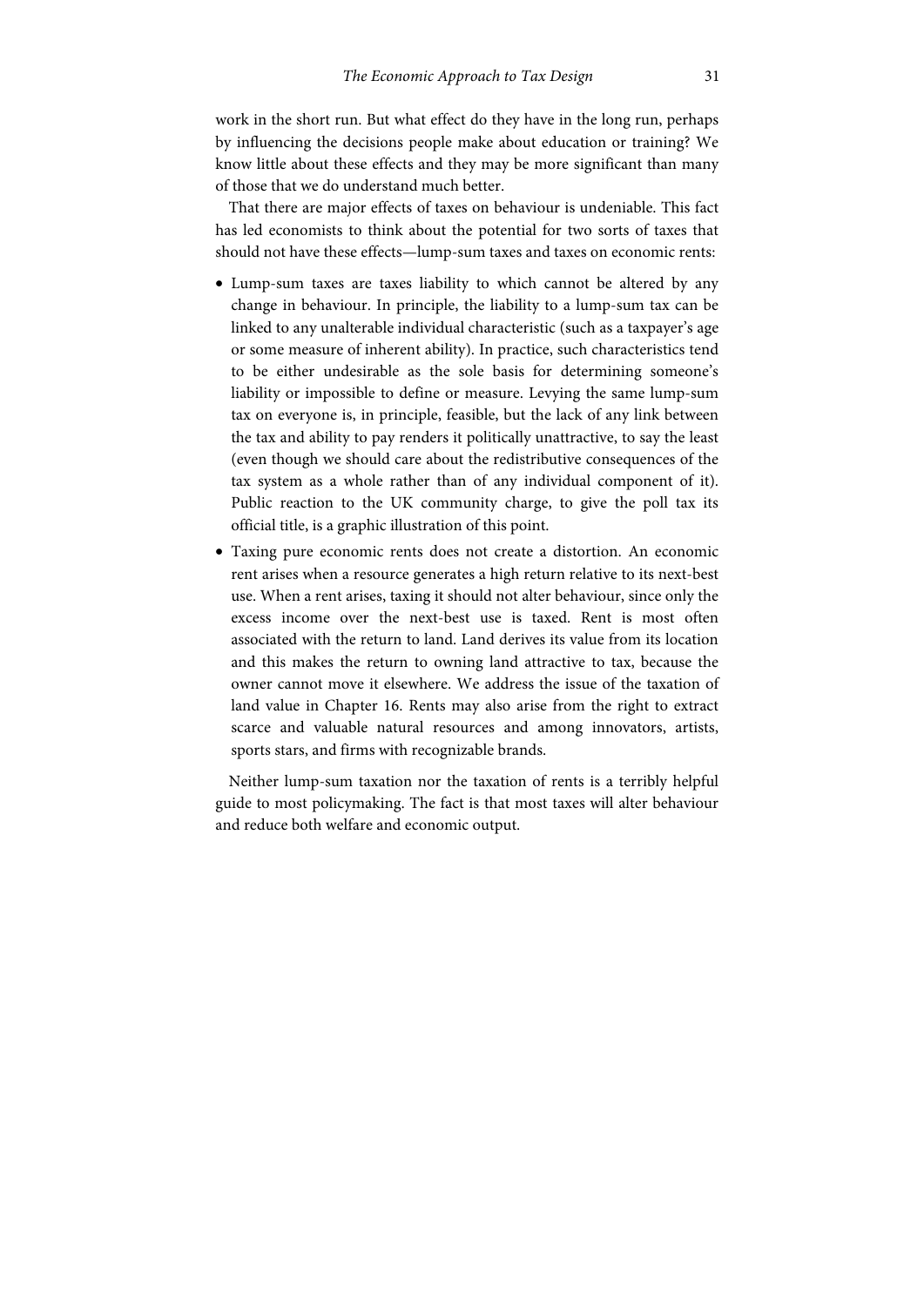work in the short run. But what effect do they have in the long run, perhaps by influencing the decisions people make about education or training? We know little about these effects and they may be more significant than many of those that we do understand much better.

That there are major effects of taxes on behaviour is undeniable. This fact has led economists to think about the potential for two sorts of taxes that should not have these effects—lump-sum taxes and taxes on economic rents:

- Lump-sum taxes are taxes liability to which cannot be altered by any change in behaviour. In principle, the liability to a lump-sum tax can be linked to any unalterable individual characteristic (such as a taxpayer's age or some measure of inherent ability). In practice, such characteristics tend to be either undesirable as the sole basis for determining someone's liability or impossible to define or measure. Levying the same lump-sum tax on everyone is, in principle, feasible, but the lack of any link between the tax and ability to pay renders it politically unattractive, to say the least (even though we should care about the redistributive consequences of the tax system as a whole rather than of any individual component of it). Public reaction to the UK community charge, to give the poll tax its official title, is a graphic illustration of this point.
- Taxing pure economic rents does not create a distortion. An economic rent arises when a resource generates a high return relative to its next-best use. When a rent arises, taxing it should not alter behaviour, since only the excess income over the next-best use is taxed. Rent is most often associated with the return to land. Land derives its value from its location and this makes the return to owning land attractive to tax, because the owner cannot move it elsewhere. We address the issue of the taxation of land value in Chapter 16. Rents may also arise from the right to extract scarce and valuable natural resources and among innovators, artists, sports stars, and firms with recognizable brands.

Neither lump-sum taxation nor the taxation of rents is a terribly helpful guide to most policymaking. The fact is that most taxes will alter behaviour and reduce both welfare and economic output.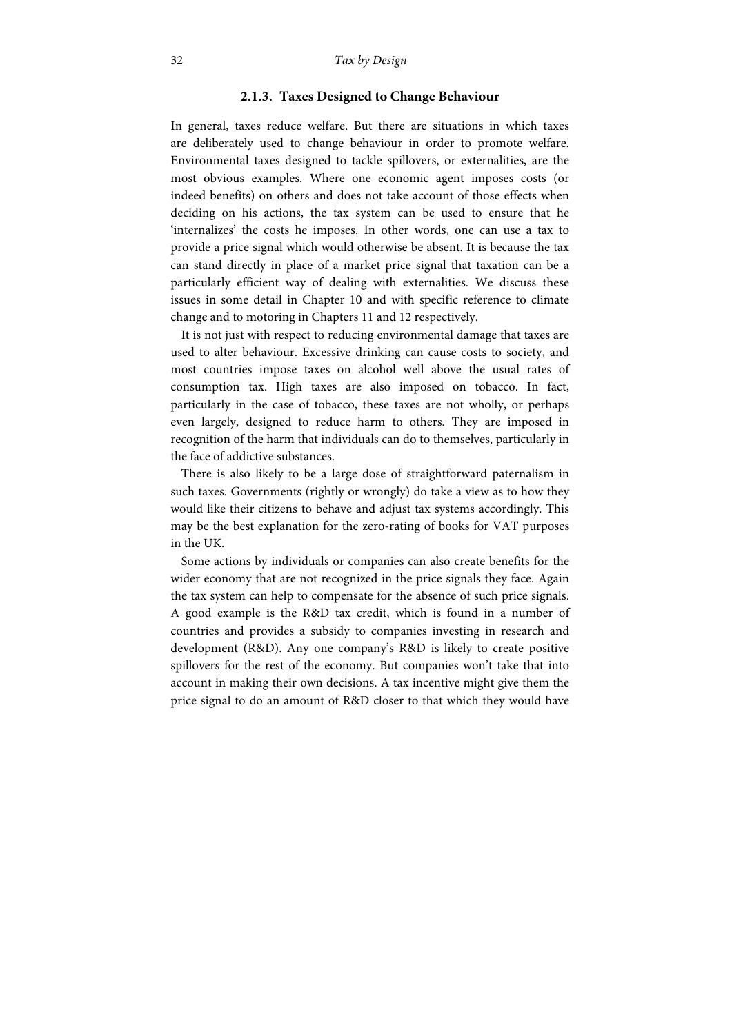### 2.1.3. Taxes Designed to Change Behaviour

In general, taxes reduce welfare. But there are situations in which taxes are deliberately used to change behaviour in order to promote welfare. Environmental taxes designed to tackle spillovers, or externalities, are the most obvious examples. Where one economic agent imposes costs (or indeed benefits) on others and does not take account of those effects when deciding on his actions, the tax system can be used to ensure that he 'internalizes' the costs he imposes. In other words, one can use a tax to provide a price signal which would otherwise be absent. It is because the tax can stand directly in place of a market price signal that taxation can be a particularly efficient way of dealing with externalities. We discuss these issues in some detail in Chapter 10 and with specific reference to climate change and to motoring in Chapters 11 and 12 respectively.

It is not just with respect to reducing environmental damage that taxes are used to alter behaviour. Excessive drinking can cause costs to society, and most countries impose taxes on alcohol well above the usual rates of consumption tax. High taxes are also imposed on tobacco. In fact, particularly in the case of tobacco, these taxes are not wholly, or perhaps even largely, designed to reduce harm to others. They are imposed in recognition of the harm that individuals can do to themselves, particularly in the face of addictive substances.

There is also likely to be a large dose of straightforward paternalism in such taxes. Governments (rightly or wrongly) do take a view as to how they would like their citizens to behave and adjust tax systems accordingly. This may be the best explanation for the zero-rating of books for VAT purposes in the UK.

Some actions by individuals or companies can also create benefits for the wider economy that are not recognized in the price signals they face. Again the tax system can help to compensate for the absence of such price signals. A good example is the R&D tax credit, which is found in a number of countries and provides a subsidy to companies investing in research and development (R&D). Any one company's R&D is likely to create positive spillovers for the rest of the economy. But companies won't take that into account in making their own decisions. A tax incentive might give them the price signal to do an amount of R&D closer to that which they would have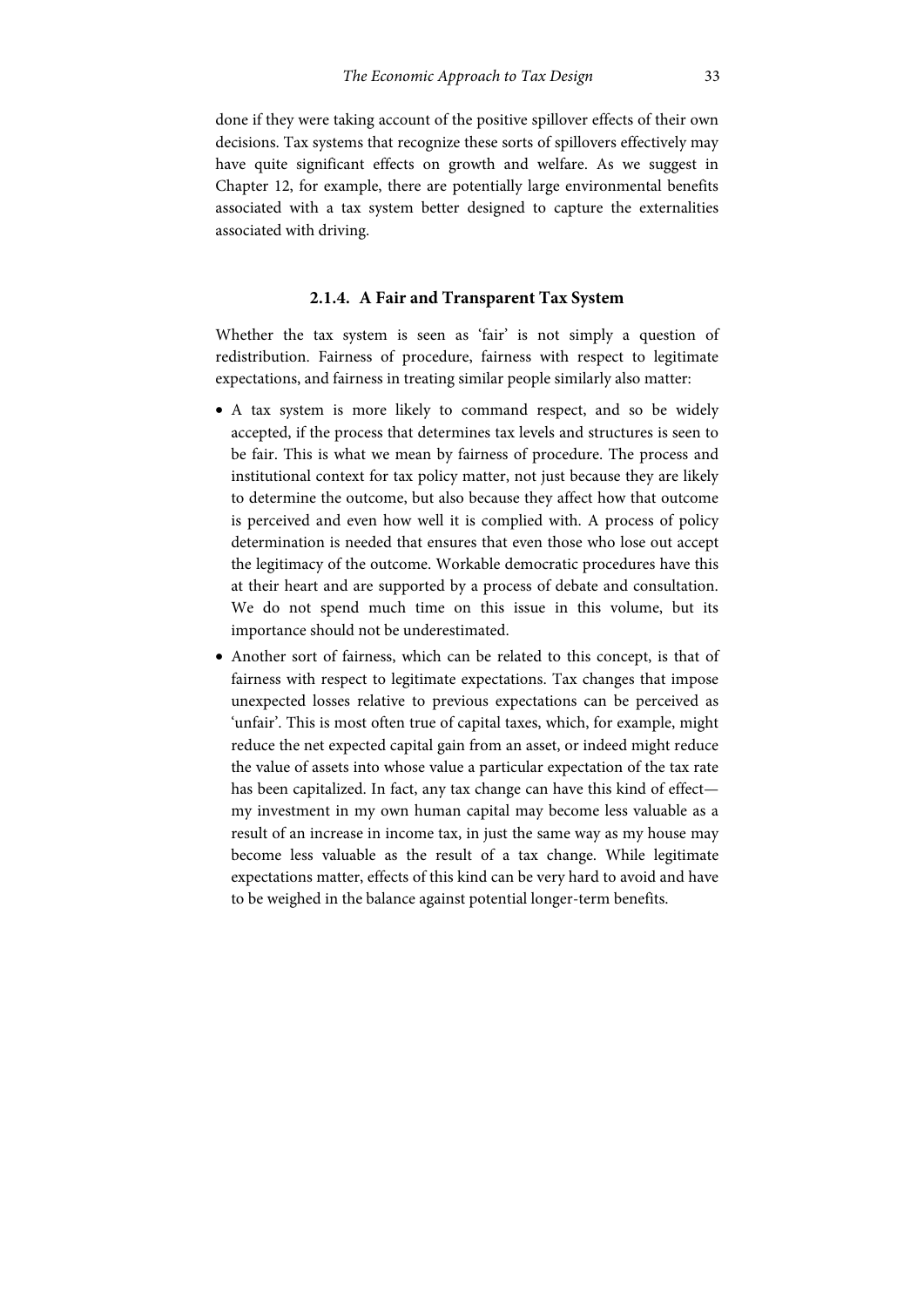done if they were taking account of the positive spillover effects of their own decisions. Tax systems that recognize these sorts of spillovers effectively may have quite significant effects on growth and welfare. As we suggest in Chapter 12, for example, there are potentially large environmental benefits associated with a tax system better designed to capture the externalities associated with driving.

### 2.1.4. A Fair and Transparent Tax System

Whether the tax system is seen as 'fair' is not simply a question of redistribution. Fairness of procedure, fairness with respect to legitimate expectations, and fairness in treating similar people similarly also matter:

- A tax system is more likely to command respect, and so be widely accepted, if the process that determines tax levels and structures is seen to be fair. This is what we mean by fairness of procedure. The process and institutional context for tax policy matter, not just because they are likely to determine the outcome, but also because they affect how that outcome is perceived and even how well it is complied with. A process of policy determination is needed that ensures that even those who lose out accept the legitimacy of the outcome. Workable democratic procedures have this at their heart and are supported by a process of debate and consultation. We do not spend much time on this issue in this volume, but its importance should not be underestimated.
- Another sort of fairness, which can be related to this concept, is that of fairness with respect to legitimate expectations. Tax changes that impose unexpected losses relative to previous expectations can be perceived as 'unfair'. This is most often true of capital taxes, which, for example, might reduce the net expected capital gain from an asset, or indeed might reduce the value of assets into whose value a particular expectation of the tax rate has been capitalized. In fact, any tax change can have this kind of effect—my investment in my own human capital may become less valuable as a result of an increase in income tax, in just the same way as my house may become less valuable as the result of a tax change. While legitimate expectations matter, effects of this kind can be very hard to avoid and have to be weighed in the balance against potential longer-term benefits.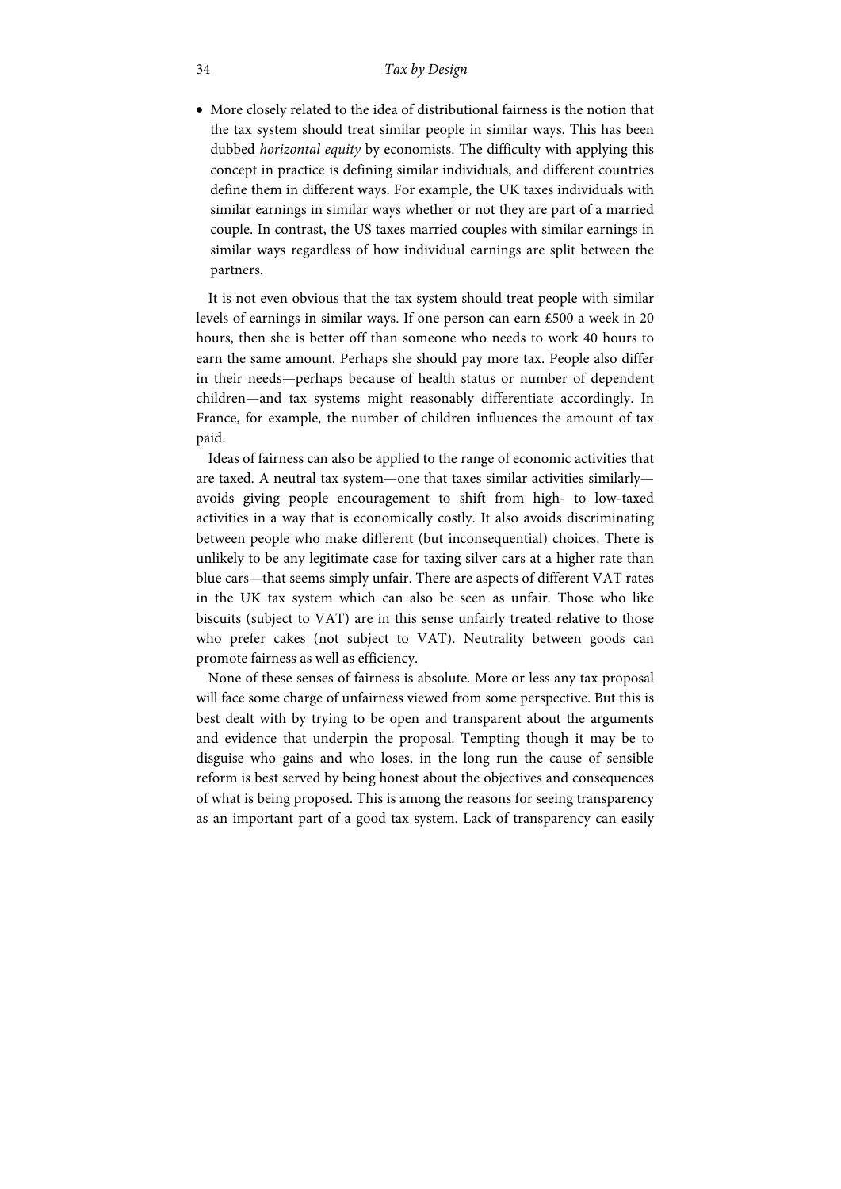- More closely related to the idea of distributional fairness is the notion that the tax system should treat similar people in similar ways. This has been dubbed *horizontal equity* by economists. The difficulty with applying this concept in practice is defining similar individuals, and different countries define them in different ways. For example, the UK taxes individuals with similar earnings in similar ways whether or not they are part of a married couple. In contrast, the US taxes married couples with similar earnings in similar ways regardless of how individual earnings are split between the partners.

It is not even obvious that the tax system should treat people with similar levels of earnings in similar ways. If one person can earn £500 a week in 20 hours, then she is better off than someone who needs to work 40 hours to earn the same amount. Perhaps she should pay more tax. People also differ in their needs—perhaps because of health status or number of dependent children—and tax systems might reasonably differentiate accordingly. In France, for example, the number of children influences the amount of tax paid.

Ideas of fairness can also be applied to the range of economic activities that are taxed. A neutral tax system—one that taxes similar activities similarly—avoids giving people encouragement to shift from high- to low-taxed activities in a way that is economically costly. It also avoids discriminating between people who make different (but inconsequential) choices. There is unlikely to be any legitimate case for taxing silver cars at a higher rate than blue cars—that seems simply unfair. There are aspects of different VAT rates in the UK tax system which can also be seen as unfair. Those who like biscuits (subject to VAT) are in this sense unfairly treated relative to those who prefer cakes (not subject to VAT). Neutrality between goods can promote fairness as well as efficiency.

None of these senses of fairness is absolute. More or less any tax proposal will face some charge of unfairness viewed from some perspective. But this is best dealt with by trying to be open and transparent about the arguments and evidence that underpin the proposal. Tempting though it may be to disguise who gains and who loses, in the long run the cause of sensible reform is best served by being honest about the objectives and consequences of what is being proposed. This is among the reasons for seeing transparency as an important part of a good tax system. Lack of transparency can easily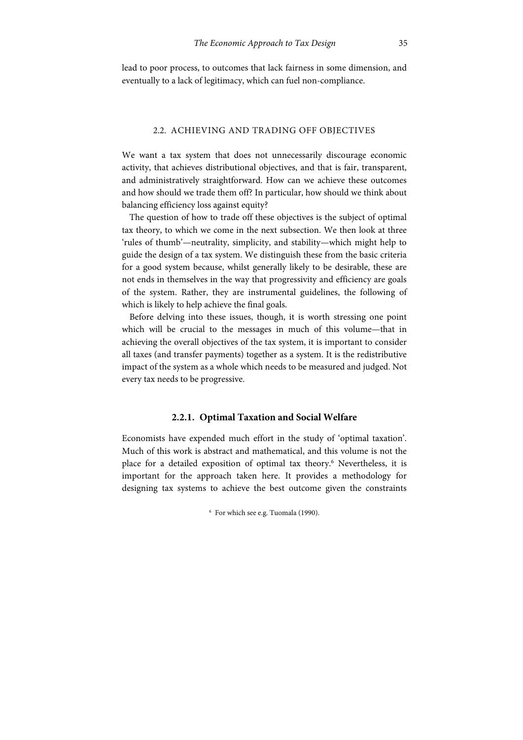lead to poor process, to outcomes that lack fairness in some dimension, and eventually to a lack of legitimacy, which can fuel non-compliance.

## 2.2. ACHIEVING AND TRADING OFF OBJECTIVES

We want a tax system that does not unnecessarily discourage economic activity, that achieves distributional objectives, and that is fair, transparent, and administratively straightforward. How can we achieve these outcomes and how should we trade them off? In particular, how should we think about balancing efficiency loss against equity?

The question of how to trade off these objectives is the subject of optimal tax theory, to which we come in the next subsection. We then look at three 'rules of thumb'—neutrality, simplicity, and stability—which might help to guide the design of a tax system. We distinguish these from the basic criteria for a good system because, whilst generally likely to be desirable, these are not ends in themselves in the way that progressivity and efficiency are goals of the system. Rather, they are instrumental guidelines, the following of which is likely to help achieve the final goals.

Before delving into these issues, though, it is worth stressing one point which will be crucial to the messages in much of this volume—that in achieving the overall objectives of the tax system, it is important to consider all taxes (and transfer payments) together as a system. It is the redistributive impact of the system as a whole which needs to be measured and judged. Not every tax needs to be progressive.

### 2.2.1. Optimal Taxation and Social Welfare

Economists have expended much effort in the study of 'optimal taxation'. Much of this work is abstract and mathematical, and this volume is not the place for a detailed exposition of optimal tax theory.[6] Nevertheless, it is important for the approach taken here. It provides a methodology for designing tax systems to achieve the best outcome given the constraints

[6] For which see e.g. Tuomala (1990).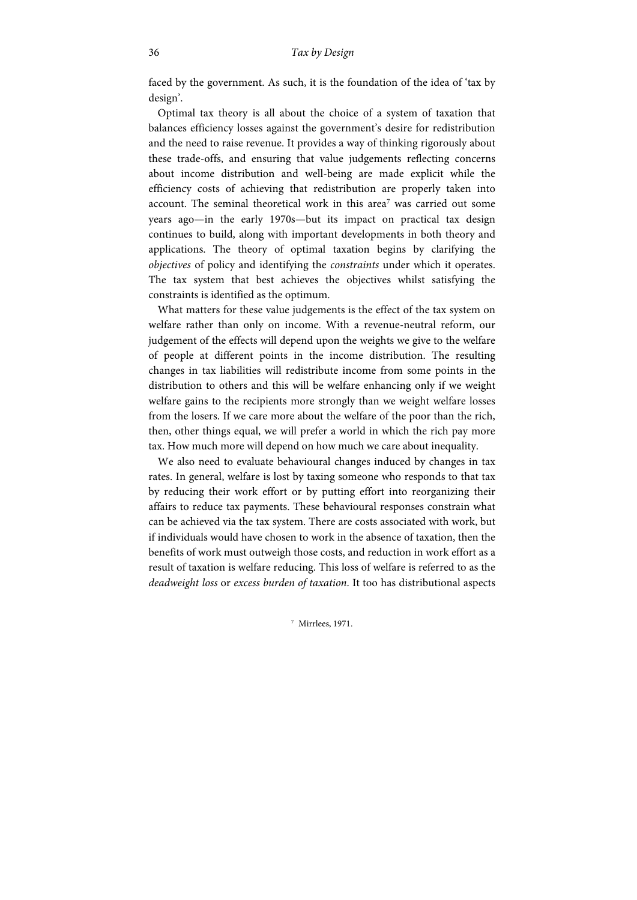faced by the government. As such, it is the foundation of the idea of 'tax by design'.

Optimal tax theory is all about the choice of a system of taxation that balances efficiency losses against the government's desire for redistribution and the need to raise revenue. It provides a way of thinking rigorously about these trade-offs, and ensuring that value judgements reflecting concerns about income distribution and well-being are made explicit while the efficiency costs of achieving that redistribution are properly taken into account. The seminal theoretical work in this area[7] was carried out some years ago—in the early 1970s—but its impact on practical tax design continues to build, along with important developments in both theory and applications. The theory of optimal taxation begins by clarifying the *objectives* of policy and identifying the *constraints* under which it operates. The tax system that best achieves the objectives whilst satisfying the constraints is identified as the optimum.

What matters for these value judgements is the effect of the tax system on welfare rather than only on income. With a revenue-neutral reform, our judgement of the effects will depend upon the weights we give to the welfare of people at different points in the income distribution. The resulting changes in tax liabilities will redistribute income from some points in the distribution to others and this will be welfare enhancing only if we weight welfare gains to the recipients more strongly than we weight welfare losses from the losers. If we care more about the welfare of the poor than the rich, then, other things equal, we will prefer a world in which the rich pay more tax. How much more will depend on how much we care about inequality.

We also need to evaluate behavioural changes induced by changes in tax rates. In general, welfare is lost by taxing someone who responds to that tax by reducing their work effort or by putting effort into reorganizing their affairs to reduce tax payments. These behavioural responses constrain what can be achieved via the tax system. There are costs associated with work, but if individuals would have chosen to work in the absence of taxation, then the benefits of work must outweigh those costs, and reduction in work effort as a result of taxation is welfare reducing. This loss of welfare is referred to as the *deadweight loss* or *excess burden of taxation*. It too has distributional aspects

[7] Mirrlees, 1971.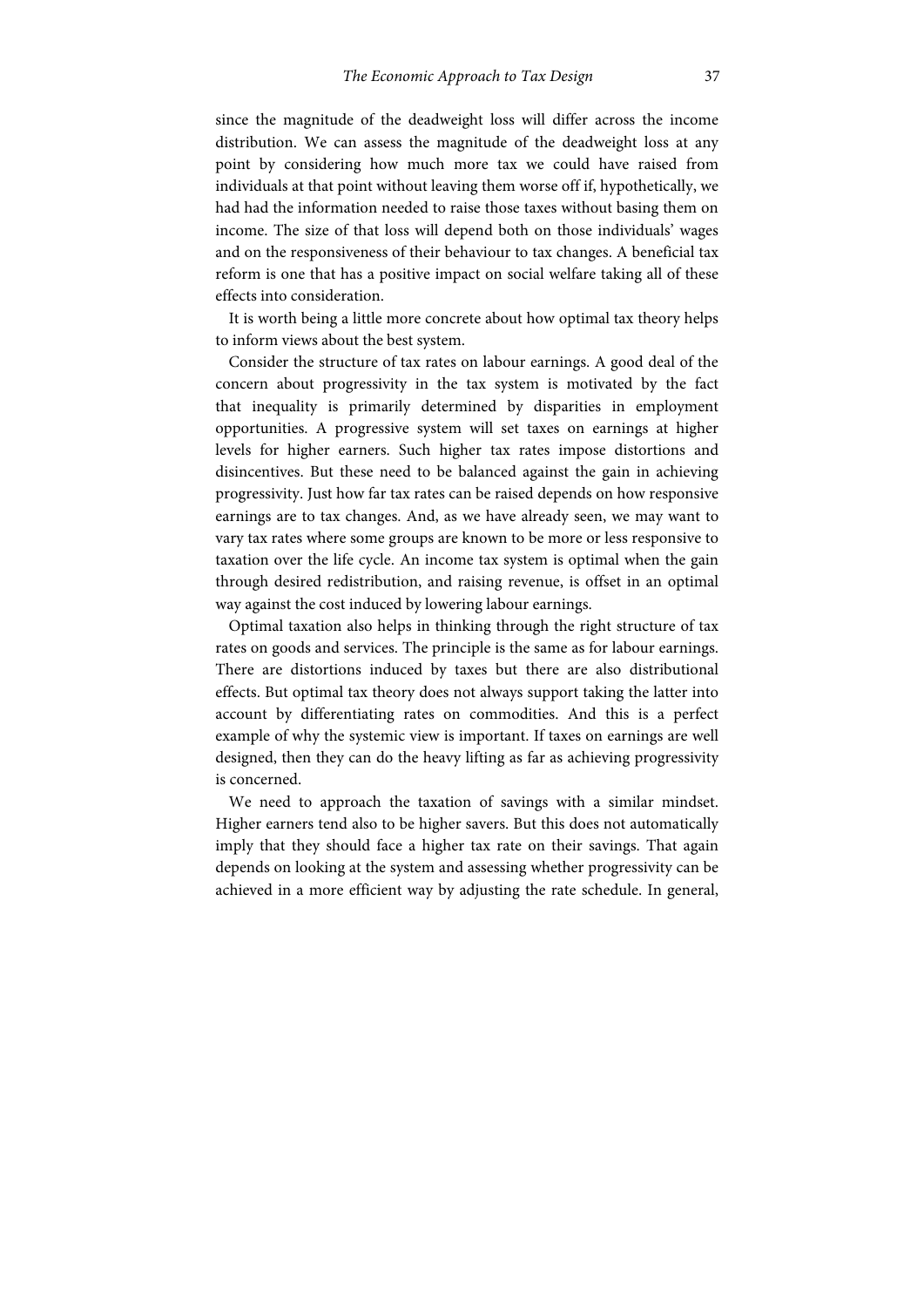since the magnitude of the deadweight loss will differ across the income distribution. We can assess the magnitude of the deadweight loss at any point by considering how much more tax we could have raised from individuals at that point without leaving them worse off if, hypothetically, we had had the information needed to raise those taxes without basing them on income. The size of that loss will depend both on those individuals' wages and on the responsiveness of their behaviour to tax changes. A beneficial tax reform is one that has a positive impact on social welfare taking all of these effects into consideration.

It is worth being a little more concrete about how optimal tax theory helps to inform views about the best system.

Consider the structure of tax rates on labour earnings. A good deal of the concern about progressivity in the tax system is motivated by the fact that inequality is primarily determined by disparities in employment opportunities. A progressive system will set taxes on earnings at higher levels for higher earners. Such higher tax rates impose distortions and disincentives. But these need to be balanced against the gain in achieving progressivity. Just how far tax rates can be raised depends on how responsive earnings are to tax changes. And, as we have already seen, we may want to vary tax rates where some groups are known to be more or less responsive to taxation over the life cycle. An income tax system is optimal when the gain through desired redistribution, and raising revenue, is offset in an optimal way against the cost induced by lowering labour earnings.

Optimal taxation also helps in thinking through the right structure of tax rates on goods and services. The principle is the same as for labour earnings. There are distortions induced by taxes but there are also distributional effects. But optimal tax theory does not always support taking the latter into account by differentiating rates on commodities. And this is a perfect example of why the systemic view is important. If taxes on earnings are well designed, then they can do the heavy lifting as far as achieving progressivity is concerned.

We need to approach the taxation of savings with a similar mindset. Higher earners tend also to be higher savers. But this does not automatically imply that they should face a higher tax rate on their savings. That again depends on looking at the system and assessing whether progressivity can be achieved in a more efficient way by adjusting the rate schedule. In general,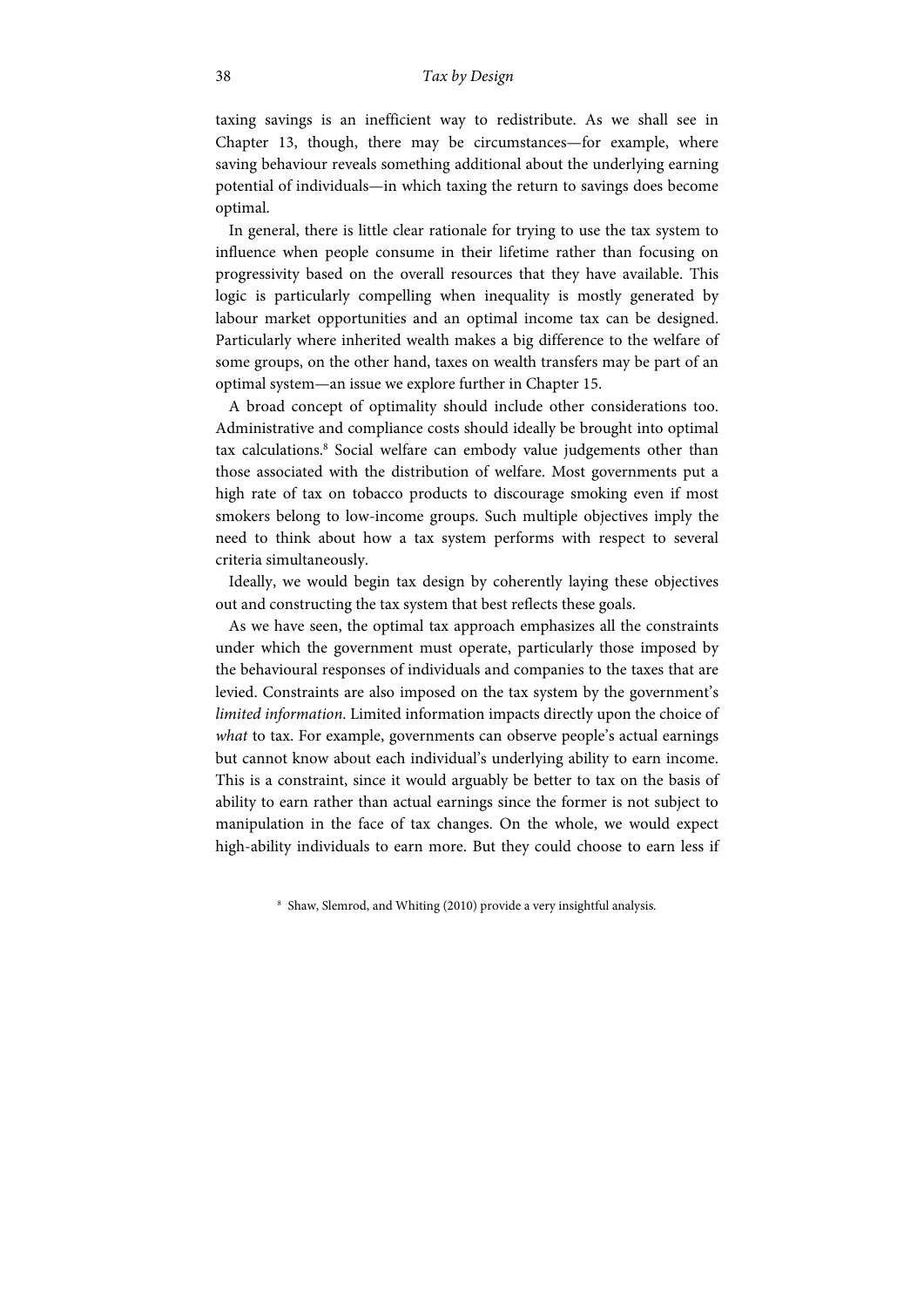taxing savings is an inefficient way to redistribute. As we shall see in Chapter 13, though, there may be circumstances—for example, where saving behaviour reveals something additional about the underlying earning potential of individuals—in which taxing the return to savings does become optimal.

In general, there is little clear rationale for trying to use the tax system to influence when people consume in their lifetime rather than focusing on progressivity based on the overall resources that they have available. This logic is particularly compelling when inequality is mostly generated by labour market opportunities and an optimal income tax can be designed. Particularly where inherited wealth makes a big difference to the welfare of some groups, on the other hand, taxes on wealth transfers may be part of an optimal system—an issue we explore further in Chapter 15.

A broad concept of optimality should include other considerations too. Administrative and compliance costs should ideally be brought into optimal tax calculations.[8] Social welfare can embody value judgements other than those associated with the distribution of welfare. Most governments put a high rate of tax on tobacco products to discourage smoking even if most smokers belong to low-income groups. Such multiple objectives imply the need to think about how a tax system performs with respect to several criteria simultaneously.

Ideally, we would begin tax design by coherently laying these objectives out and constructing the tax system that best reflects these goals.

As we have seen, the optimal tax approach emphasizes all the constraints under which the government must operate, particularly those imposed by the behavioural responses of individuals and companies to the taxes that are levied. Constraints are also imposed on the tax system by the government's *limited information*. Limited information impacts directly upon the choice of *what* to tax. For example, governments can observe people's actual earnings but cannot know about each individual's underlying ability to earn income. This is a constraint, since it would arguably be better to tax on the basis of ability to earn rather than actual earnings since the former is not subject to manipulation in the face of tax changes. On the whole, we would expect high-ability individuals to earn more. But they could choose to earn less if

[8] Shaw, Slemrod, and Whiting (2010) provide a very insightful analysis.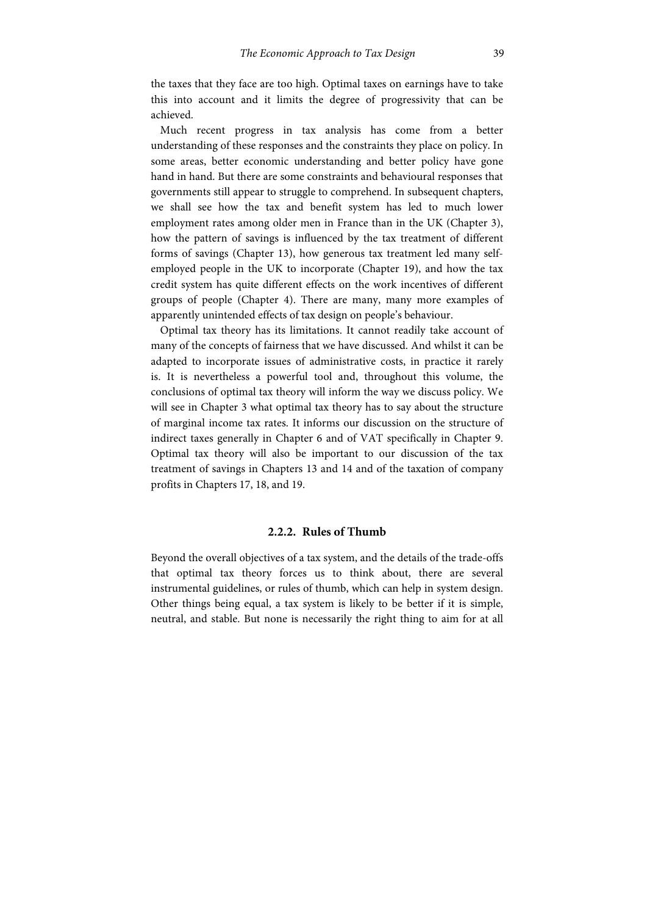the taxes that they face are too high. Optimal taxes on earnings have to take this into account and it limits the degree of progressivity that can be achieved.

Much recent progress in tax analysis has come from a better understanding of these responses and the constraints they place on policy. In some areas, better economic understanding and better policy have gone hand in hand. But there are some constraints and behavioural responses that governments still appear to struggle to comprehend. In subsequent chapters, we shall see how the tax and benefit system has led to much lower employment rates among older men in France than in the UK (Chapter 3), how the pattern of savings is influenced by the tax treatment of different forms of savings (Chapter 13), how generous tax treatment led many self-employed people in the UK to incorporate (Chapter 19), and how the tax credit system has quite different effects on the work incentives of different groups of people (Chapter 4). There are many, many more examples of apparently unintended effects of tax design on people's behaviour.

Optimal tax theory has its limitations. It cannot readily take account of many of the concepts of fairness that we have discussed. And whilst it can be adapted to incorporate issues of administrative costs, in practice it rarely is. It is nevertheless a powerful tool and, throughout this volume, the conclusions of optimal tax theory will inform the way we discuss policy. We will see in Chapter 3 what optimal tax theory has to say about the structure of marginal income tax rates. It informs our discussion on the structure of indirect taxes generally in Chapter 6 and of VAT specifically in Chapter 9. Optimal tax theory will also be important to our discussion of the tax treatment of savings in Chapters 13 and 14 and of the taxation of company profits in Chapters 17, 18, and 19.

### 2.2.2. Rules of Thumb

Beyond the overall objectives of a tax system, and the details of the trade-offs that optimal tax theory forces us to think about, there are several instrumental guidelines, or rules of thumb, which can help in system design. Other things being equal, a tax system is likely to be better if it is simple, neutral, and stable. But none is necessarily the right thing to aim for at all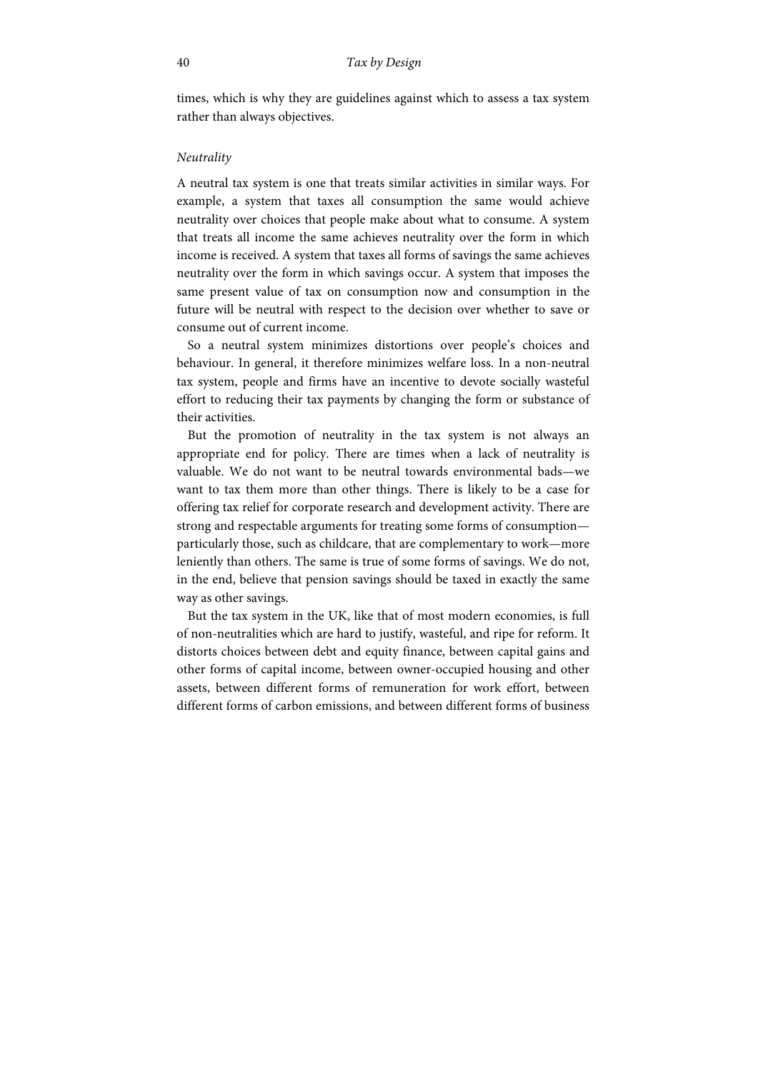times, which is why they are guidelines against which to assess a tax system rather than always objectives.

### *Neutrality*

A neutral tax system is one that treats similar activities in similar ways. For example, a system that taxes all consumption the same would achieve neutrality over choices that people make about what to consume. A system that treats all income the same achieves neutrality over the form in which income is received. A system that taxes all forms of savings the same achieves neutrality over the form in which savings occur. A system that imposes the same present value of tax on consumption now and consumption in the future will be neutral with respect to the decision over whether to save or consume out of current income.

So a neutral system minimizes distortions over people's choices and behaviour. In general, it therefore minimizes welfare loss. In a non-neutral tax system, people and firms have an incentive to devote socially wasteful effort to reducing their tax payments by changing the form or substance of their activities.

But the promotion of neutrality in the tax system is not always an appropriate end for policy. There are times when a lack of neutrality is valuable. We do not want to be neutral towards environmental bads—we want to tax them more than other things. There is likely to be a case for offering tax relief for corporate research and development activity. There are strong and respectable arguments for treating some forms of consumption—particularly those, such as childcare, that are complementary to work—more leniently than others. The same is true of some forms of savings. We do not, in the end, believe that pension savings should be taxed in exactly the same way as other savings.

But the tax system in the UK, like that of most modern economies, is full of non-neutralities which are hard to justify, wasteful, and ripe for reform. It distorts choices between debt and equity finance, between capital gains and other forms of capital income, between owner-occupied housing and other assets, between different forms of remuneration for work effort, between different forms of carbon emissions, and between different forms of business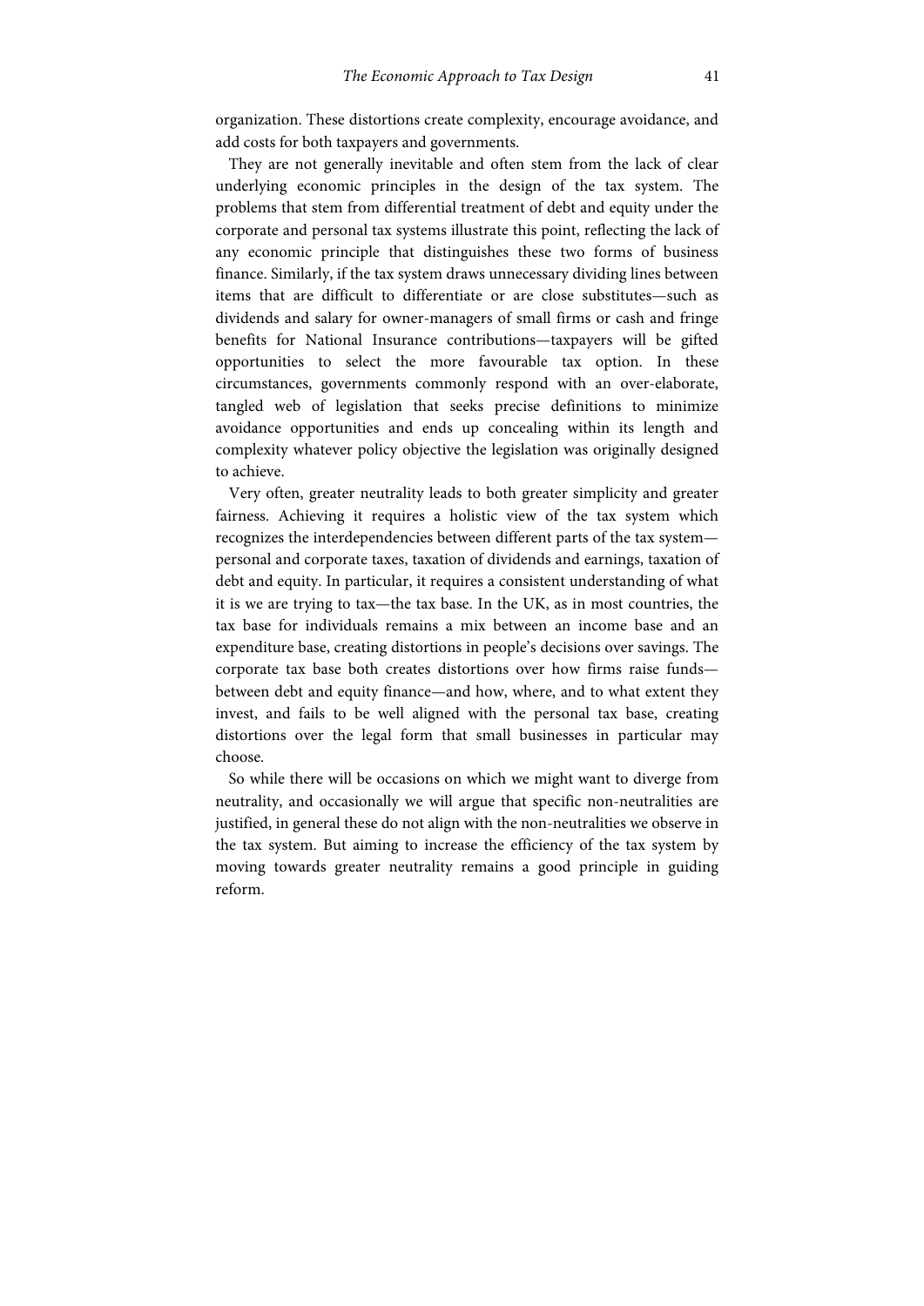organization. These distortions create complexity, encourage avoidance, and add costs for both taxpayers and governments.

They are not generally inevitable and often stem from the lack of clear underlying economic principles in the design of the tax system. The problems that stem from differential treatment of debt and equity under the corporate and personal tax systems illustrate this point, reflecting the lack of any economic principle that distinguishes these two forms of business finance. Similarly, if the tax system draws unnecessary dividing lines between items that are difficult to differentiate or are close substitutes—such as dividends and salary for owner-managers of small firms or cash and fringe benefits for National Insurance contributions—taxpayers will be gifted opportunities to select the more favourable tax option. In these circumstances, governments commonly respond with an over-elaborate, tangled web of legislation that seeks precise definitions to minimize avoidance opportunities and ends up concealing within its length and complexity whatever policy objective the legislation was originally designed to achieve.

Very often, greater neutrality leads to both greater simplicity and greater fairness. Achieving it requires a holistic view of the tax system which recognizes the interdependencies between different parts of the tax system—personal and corporate taxes, taxation of dividends and earnings, taxation of debt and equity. In particular, it requires a consistent understanding of what it is we are trying to tax—the tax base. In the UK, as in most countries, the tax base for individuals remains a mix between an income base and an expenditure base, creating distortions in people's decisions over savings. The corporate tax base both creates distortions over how firms raise funds—between debt and equity finance—and how, where, and to what extent they invest, and fails to be well aligned with the personal tax base, creating distortions over the legal form that small businesses in particular may choose.

So while there will be occasions on which we might want to diverge from neutrality, and occasionally we will argue that specific non-neutralities are justified, in general these do not align with the non-neutralities we observe in the tax system. But aiming to increase the efficiency of the tax system by moving towards greater neutrality remains a good principle in guiding reform.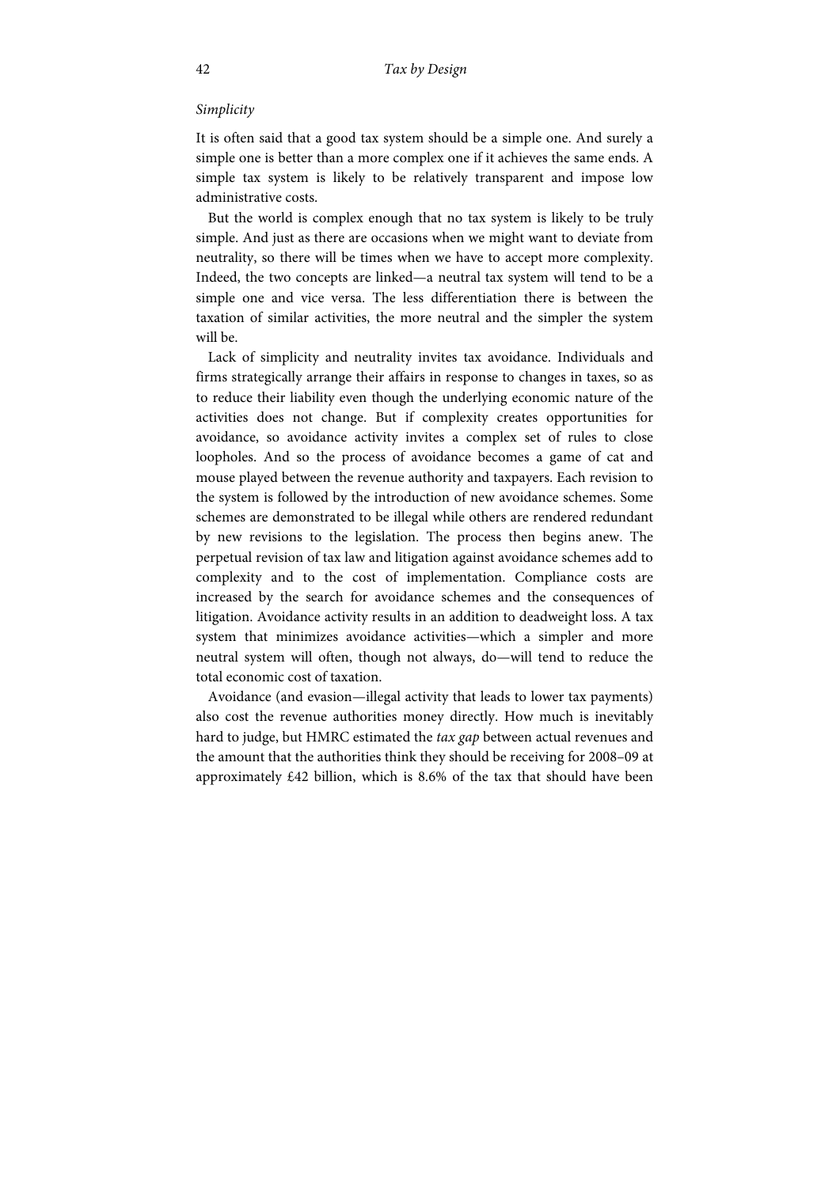*Simplicity*

It is often said that a good tax system should be a simple one. And surely a simple one is better than a more complex one if it achieves the same ends. A simple tax system is likely to be relatively transparent and impose low administrative costs.

But the world is complex enough that no tax system is likely to be truly simple. And just as there are occasions when we might want to deviate from neutrality, so there will be times when we have to accept more complexity. Indeed, the two concepts are linked—a neutral tax system will tend to be a simple one and vice versa. The less differentiation there is between the taxation of similar activities, the more neutral and the simpler the system will be.

Lack of simplicity and neutrality invites tax avoidance. Individuals and firms strategically arrange their affairs in response to changes in taxes, so as to reduce their liability even though the underlying economic nature of the activities does not change. But if complexity creates opportunities for avoidance, so avoidance activity invites a complex set of rules to close loopholes. And so the process of avoidance becomes a game of cat and mouse played between the revenue authority and taxpayers. Each revision to the system is followed by the introduction of new avoidance schemes. Some schemes are demonstrated to be illegal while others are rendered redundant by new revisions to the legislation. The process then begins anew. The perpetual revision of tax law and litigation against avoidance schemes add to complexity and to the cost of implementation. Compliance costs are increased by the search for avoidance schemes and the consequences of litigation. Avoidance activity results in an addition to deadweight loss. A tax system that minimizes avoidance activities—which a simpler and more neutral system will often, though not always, do—will tend to reduce the total economic cost of taxation.

Avoidance (and evasion—illegal activity that leads to lower tax payments) also cost the revenue authorities money directly. How much is inevitably hard to judge, but HMRC estimated the *tax gap* between actual revenues and the amount that the authorities think they should be receiving for 2008–09 at approximately £42 billion, which is 8.6% of the tax that should have been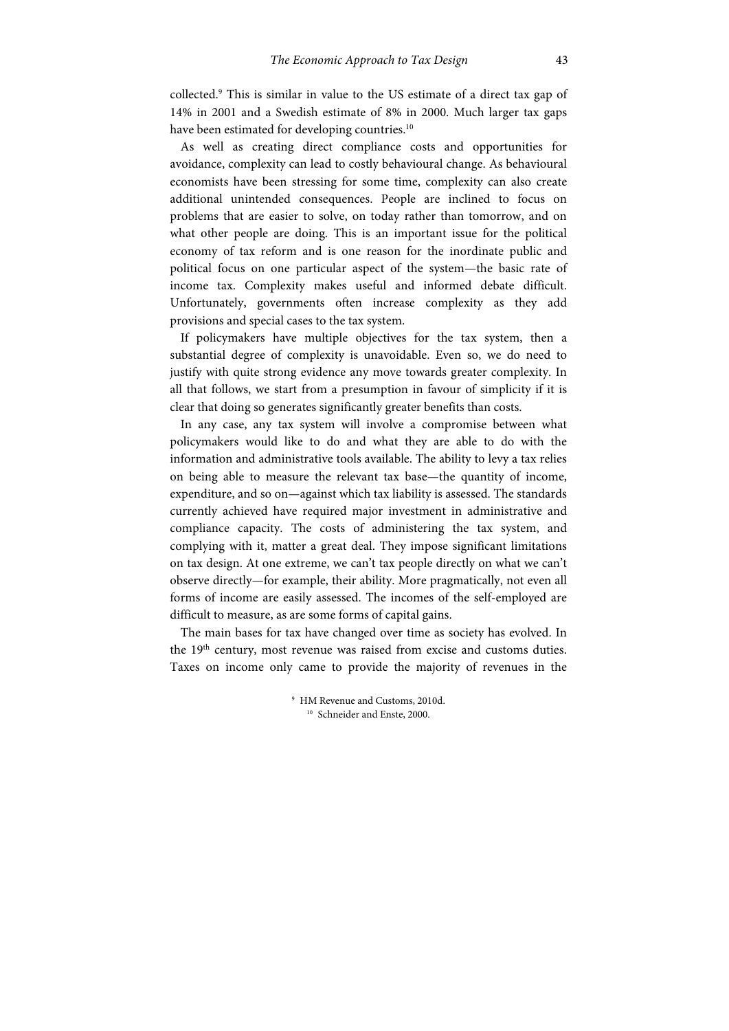collected.[9] This is similar in value to the US estimate of a direct tax gap of 14% in 2001 and a Swedish estimate of 8% in 2000. Much larger tax gaps have been estimated for developing countries.[10]

As well as creating direct compliance costs and opportunities for avoidance, complexity can lead to costly behavioural change. As behavioural economists have been stressing for some time, complexity can also create additional unintended consequences. People are inclined to focus on problems that are easier to solve, on today rather than tomorrow, and on what other people are doing. This is an important issue for the political economy of tax reform and is one reason for the inordinate public and political focus on one particular aspect of the system—the basic rate of income tax. Complexity makes useful and informed debate difficult. Unfortunately, governments often increase complexity as they add provisions and special cases to the tax system.

If policymakers have multiple objectives for the tax system, then a substantial degree of complexity is unavoidable. Even so, we do need to justify with quite strong evidence any move towards greater complexity. In all that follows, we start from a presumption in favour of simplicity if it is clear that doing so generates significantly greater benefits than costs.

In any case, any tax system will involve a compromise between what policymakers would like to do and what they are able to do with the information and administrative tools available. The ability to levy a tax relies on being able to measure the relevant tax base—the quantity of income, expenditure, and so on—against which tax liability is assessed. The standards currently achieved have required major investment in administrative and compliance capacity. The costs of administering the tax system, and complying with it, matter a great deal. They impose significant limitations on tax design. At one extreme, we can't tax people directly on what we can't observe directly—for example, their ability. More pragmatically, not even all forms of income are easily assessed. The incomes of the self-employed are difficult to measure, as are some forms of capital gains.

The main bases for tax have changed over time as society has evolved. In the 19th century, most revenue was raised from excise and customs duties. Taxes on income only came to provide the majority of revenues in the

[9] HM Revenue and Customs, 2010d.

[10] Schneider and Enste, 2000.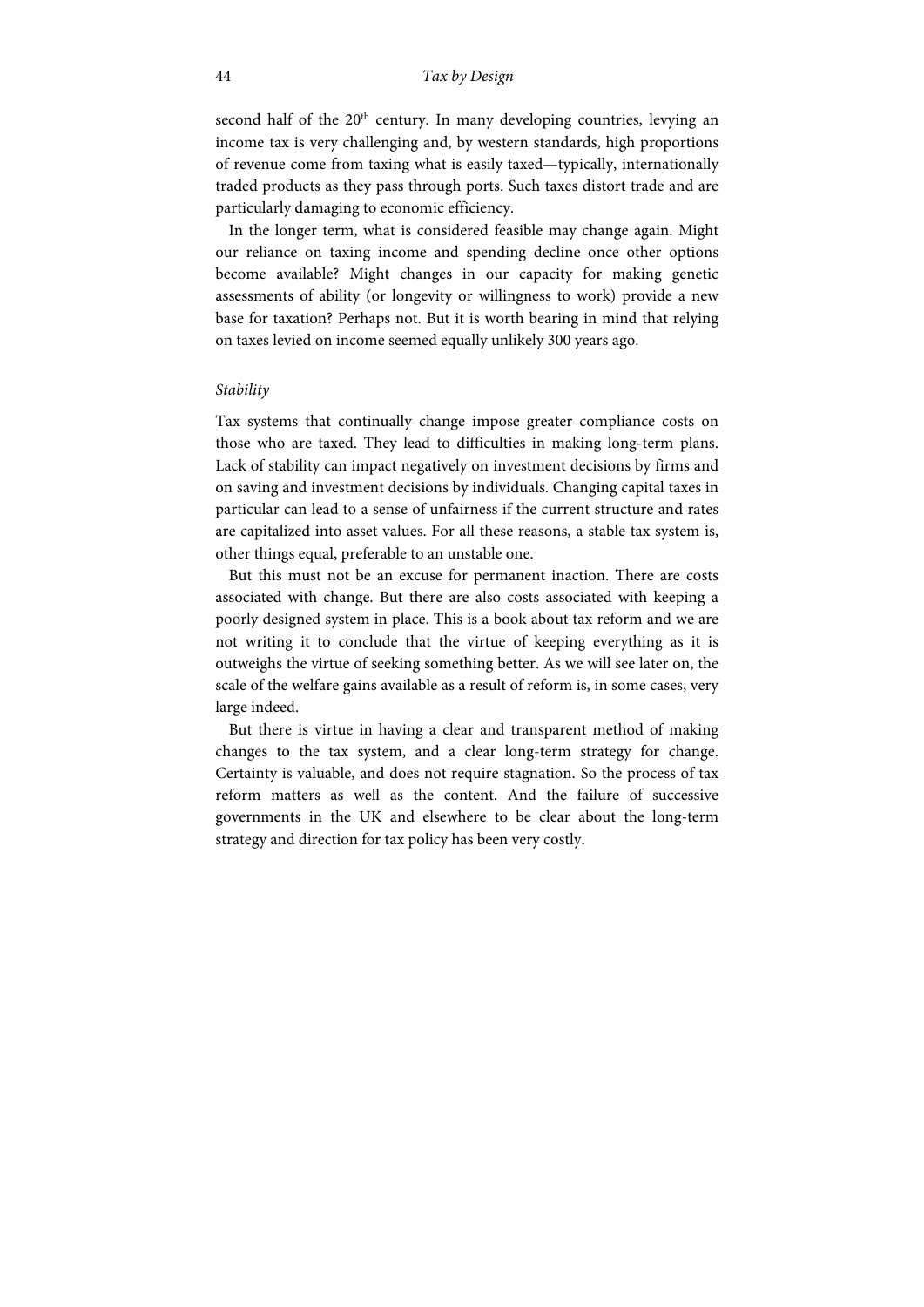second half of the 20th century. In many developing countries, levying an income tax is very challenging and, by western standards, high proportions of revenue come from taxing what is easily taxed—typically, internationally traded products as they pass through ports. Such taxes distort trade and are particularly damaging to economic efficiency.

In the longer term, what is considered feasible may change again. Might our reliance on taxing income and spending decline once other options become available? Might changes in our capacity for making genetic assessments of ability (or longevity or willingness to work) provide a new base for taxation? Perhaps not. But it is worth bearing in mind that relying on taxes levied on income seemed equally unlikely 300 years ago.

*Stability*

Tax systems that continually change impose greater compliance costs on those who are taxed. They lead to difficulties in making long-term plans. Lack of stability can impact negatively on investment decisions by firms and on saving and investment decisions by individuals. Changing capital taxes in particular can lead to a sense of unfairness if the current structure and rates are capitalized into asset values. For all these reasons, a stable tax system is, other things equal, preferable to an unstable one.

But this must not be an excuse for permanent inaction. There are costs associated with change. But there are also costs associated with keeping a poorly designed system in place. This is a book about tax reform and we are not writing it to conclude that the virtue of keeping everything as it is outweighs the virtue of seeking something better. As we will see later on, the scale of the welfare gains available as a result of reform is, in some cases, very large indeed.

But there is virtue in having a clear and transparent method of making changes to the tax system, and a clear long-term strategy for change. Certainty is valuable, and does not require stagnation. So the process of tax reform matters as well as the content. And the failure of successive governments in the UK and elsewhere to be clear about the long-term strategy and direction for tax policy has been very costly.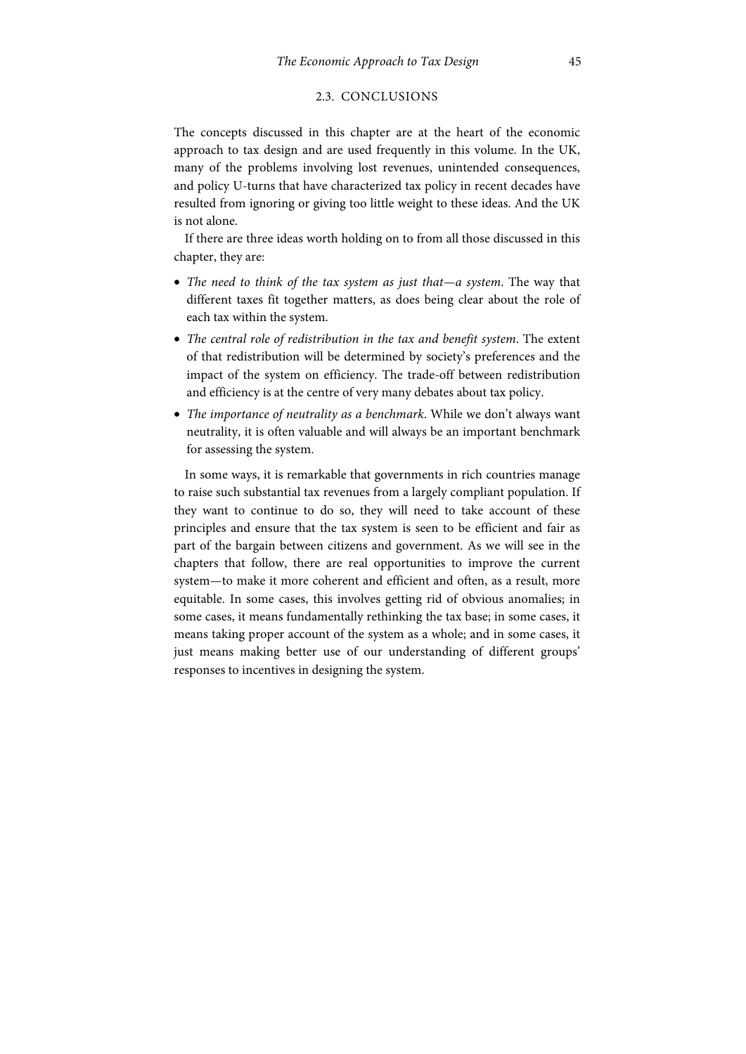## 2.3. CONCLUSIONS

The concepts discussed in this chapter are at the heart of the economic approach to tax design and are used frequently in this volume. In the UK, many of the problems involving lost revenues, unintended consequences, and policy U-turns that have characterized tax policy in recent decades have resulted from ignoring or giving too little weight to these ideas. And the UK is not alone.

If there are three ideas worth holding on to from all those discussed in this chapter, they are:

- *The need to think of the tax system as just that—a system*. The way that different taxes fit together matters, as does being clear about the role of each tax within the system.
- *The central role of redistribution in the tax and benefit system*. The extent of that redistribution will be determined by society's preferences and the impact of the system on efficiency. The trade-off between redistribution and efficiency is at the centre of very many debates about tax policy.
- *The importance of neutrality as a benchmark*. While we don't always want neutrality, it is often valuable and will always be an important benchmark for assessing the system.

In some ways, it is remarkable that governments in rich countries manage to raise such substantial tax revenues from a largely compliant population. If they want to continue to do so, they will need to take account of these principles and ensure that the tax system is seen to be efficient and fair as part of the bargain between citizens and government. As we will see in the chapters that follow, there are real opportunities to improve the current system—to make it more coherent and efficient and often, as a result, more equitable. In some cases, this involves getting rid of obvious anomalies; in some cases, it means fundamentally rethinking the tax base; in some cases, it means taking proper account of the system as a whole; and in some cases, it just means making better use of our understanding of different groups' responses to incentives in designing the system.